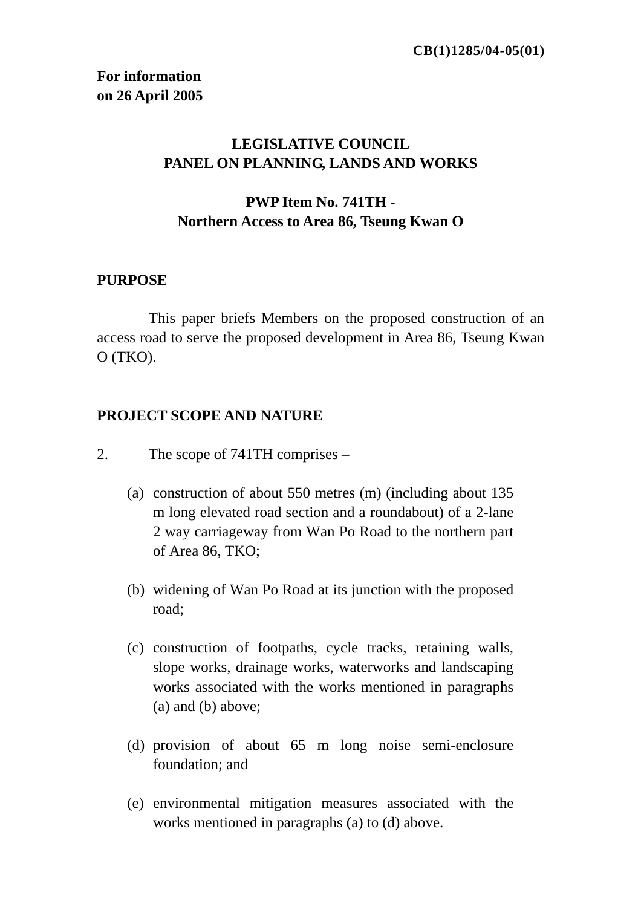**CB(1)1285/04-05(01)**

**For information**
**on 26 April 2005**

**LEGISLATIVE COUNCIL**
**PANEL ON PLANNING, LANDS AND WORKS**

**PWP Item No. 741TH -**
**Northern Access to Area 86, Tseung Kwan O**

## PURPOSE

This paper briefs Members on the proposed construction of an access road to serve the proposed development in Area 86, Tseung Kwan O (TKO).

## PROJECT SCOPE AND NATURE

2. The scope of 741TH comprises –

(a) construction of about 550 metres (m) (including about 135 m long elevated road section and a roundabout) of a 2-lane 2 way carriageway from Wan Po Road to the northern part of Area 86, TKO;

(b) widening of Wan Po Road at its junction with the proposed road;

(c) construction of footpaths, cycle tracks, retaining walls, slope works, drainage works, waterworks and landscaping works associated with the works mentioned in paragraphs (a) and (b) above;

(d) provision of about 65 m long noise semi-enclosure foundation; and

(e) environmental mitigation measures associated with the works mentioned in paragraphs (a) to (d) above.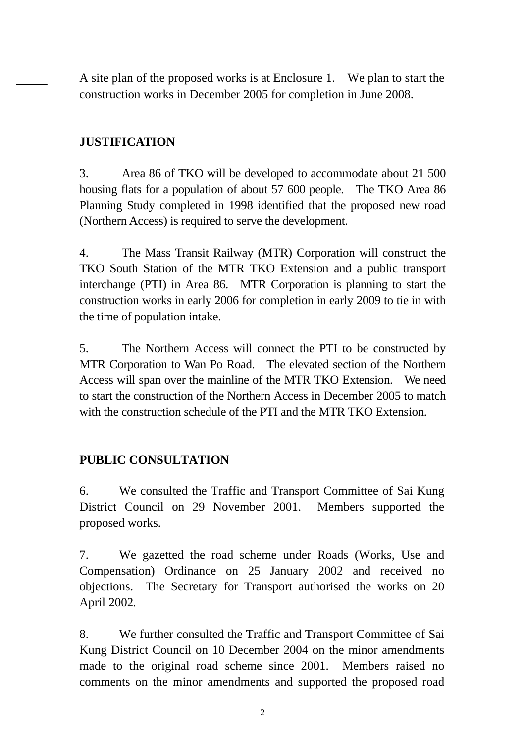A site plan of the proposed works is at Enclosure 1. We plan to start the construction works in December 2005 for completion in June 2008.

**JUSTIFICATION**

3. Area 86 of TKO will be developed to accommodate about 21 500 housing flats for a population of about 57 600 people. The TKO Area 86 Planning Study completed in 1998 identified that the proposed new road (Northern Access) is required to serve the development.

4. The Mass Transit Railway (MTR) Corporation will construct the TKO South Station of the MTR TKO Extension and a public transport interchange (PTI) in Area 86. MTR Corporation is planning to start the construction works in early 2006 for completion in early 2009 to tie in with the time of population intake.

5. The Northern Access will connect the PTI to be constructed by MTR Corporation to Wan Po Road. The elevated section of the Northern Access will span over the mainline of the MTR TKO Extension. We need to start the construction of the Northern Access in December 2005 to match with the construction schedule of the PTI and the MTR TKO Extension.

**PUBLIC CONSULTATION**

6. We consulted the Traffic and Transport Committee of Sai Kung District Council on 29 November 2001. Members supported the proposed works.

7. We gazetted the road scheme under Roads (Works, Use and Compensation) Ordinance on 25 January 2002 and received no objections. The Secretary for Transport authorised the works on 20 April 2002.

8. We further consulted the Traffic and Transport Committee of Sai Kung District Council on 10 December 2004 on the minor amendments made to the original road scheme since 2001. Members raised no comments on the minor amendments and supported the proposed road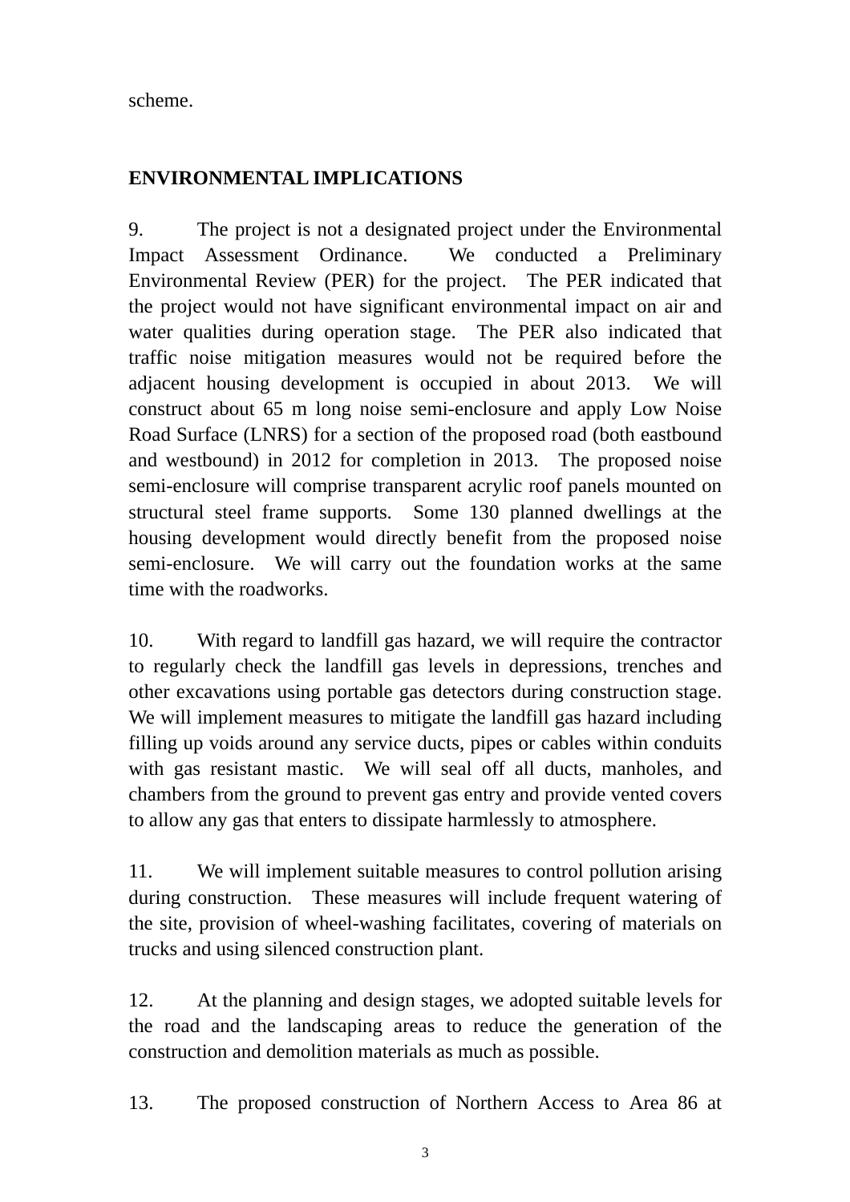scheme.

**ENVIRONMENTAL IMPLICATIONS**

9. The project is not a designated project under the Environmental Impact Assessment Ordinance. We conducted a Preliminary Environmental Review (PER) for the project. The PER indicated that the project would not have significant environmental impact on air and water qualities during operation stage. The PER also indicated that traffic noise mitigation measures would not be required before the adjacent housing development is occupied in about 2013. We will construct about 65 m long noise semi-enclosure and apply Low Noise Road Surface (LNRS) for a section of the proposed road (both eastbound and westbound) in 2012 for completion in 2013. The proposed noise semi-enclosure will comprise transparent acrylic roof panels mounted on structural steel frame supports. Some 130 planned dwellings at the housing development would directly benefit from the proposed noise semi-enclosure. We will carry out the foundation works at the same time with the roadworks.

10. With regard to landfill gas hazard, we will require the contractor to regularly check the landfill gas levels in depressions, trenches and other excavations using portable gas detectors during construction stage. We will implement measures to mitigate the landfill gas hazard including filling up voids around any service ducts, pipes or cables within conduits with gas resistant mastic. We will seal off all ducts, manholes, and chambers from the ground to prevent gas entry and provide vented covers to allow any gas that enters to dissipate harmlessly to atmosphere.

11. We will implement suitable measures to control pollution arising during construction. These measures will include frequent watering of the site, provision of wheel-washing facilitates, covering of materials on trucks and using silenced construction plant.

12. At the planning and design stages, we adopted suitable levels for the road and the landscaping areas to reduce the generation of the construction and demolition materials as much as possible.

13. The proposed construction of Northern Access to Area 86 at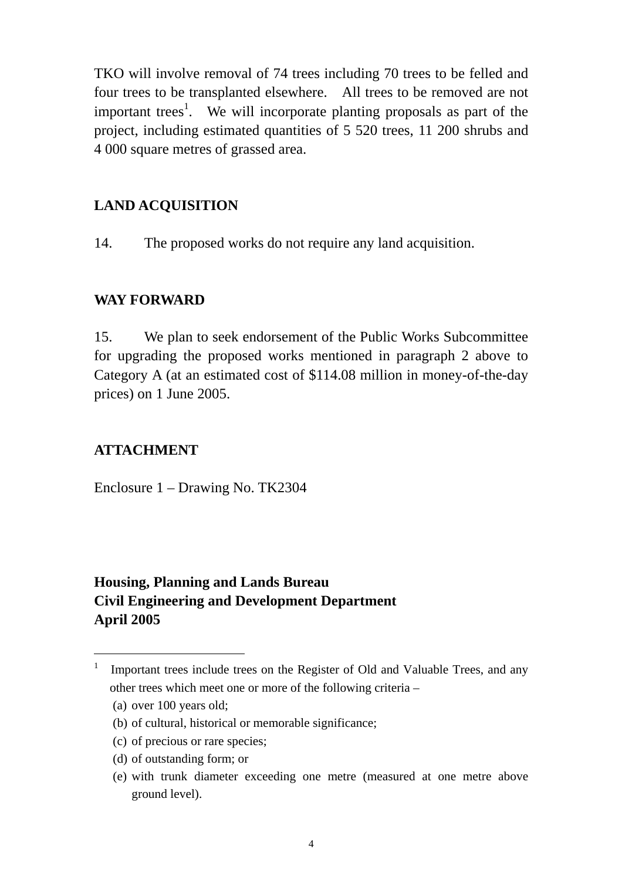TKO will involve removal of 74 trees including 70 trees to be felled and four trees to be transplanted elsewhere. All trees to be removed are not important trees[1]. We will incorporate planting proposals as part of the project, including estimated quantities of 5 520 trees, 11 200 shrubs and 4 000 square metres of grassed area.

## LAND ACQUISITION

14. The proposed works do not require any land acquisition.

## WAY FORWARD

15. We plan to seek endorsement of the Public Works Subcommittee for upgrading the proposed works mentioned in paragraph 2 above to Category A (at an estimated cost of $114.08 million in money-of-the-day prices) on 1 June 2005.

## ATTACHMENT

Enclosure 1 – Drawing No. TK2304

**Housing, Planning and Lands Bureau**
**Civil Engineering and Development Department**
**April 2005**

---

[1] Important trees include trees on the Register of Old and Valuable Trees, and any other trees which meet one or more of the following criteria –

(a) over 100 years old;
(b) of cultural, historical or memorable significance;
(c) of precious or rare species;
(d) of outstanding form; or
(e) with trunk diameter exceeding one metre (measured at one metre above ground level).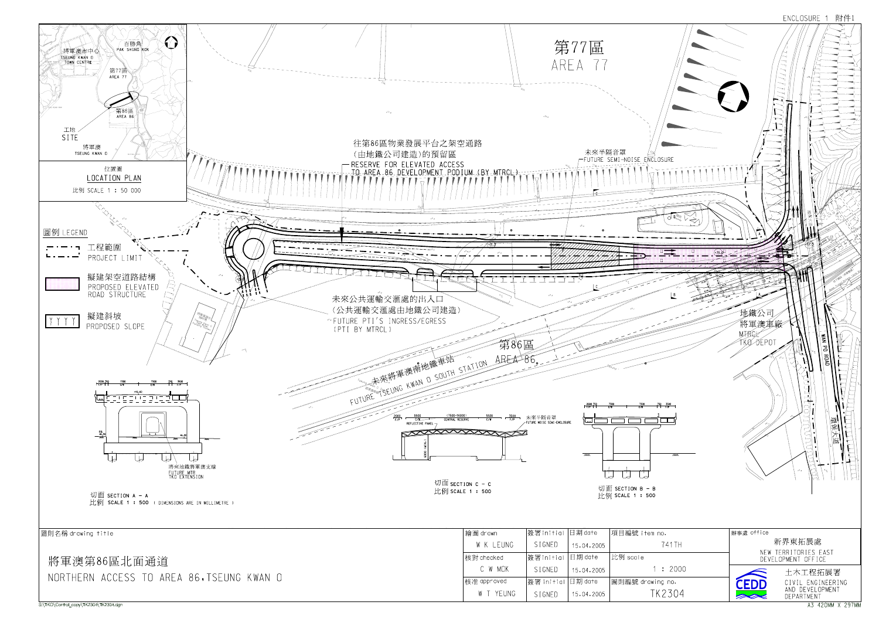ENCLOSURE 1 附件1

第77區
AREA 77

位置圖
LOCATION PLAN
比例 SCALE 1 : 50 000

將軍澳市中心
TSEUNG KWAN O TOWN CENTRE
百勝角
PAK SHING KOK
第77區
AREA 77
第86區
AREA 86
工地
SITE
將軍澳
TSEUNG KWAN O

圖例 LEGEND

工程範圍
PROJECT LIMIT

擬建架空道路結構
PROPOSED ELEVATED ROAD STRUCTURE

擬建斜坡
PROPOSED SLOPE

往第86區物業發展平台之架空通路(由地鐵公司建造)的預留區
RESERVE FOR ELEVATED ACCESS TO AREA 86 DEVELOPMENT PODIUM (BY MTRCL)

未來半隔音罩
FUTURE SEMI-NOISE ENCLOSURE

未來公共運輸交滙處的出入口
(公共運輸交滙處由地鐵公司建造)
FUTURE PTI'S INGRESS/EGRESS
(PTI BY MTRCL)

第86區
AREA 86

未來將軍澳南地鐵車站
FUTURE TSEUNG KWAN O SOUTH STATION

地鐵公司
將軍澳車廠
MTRCL
TKO DEPOT

WAN PO ROAD

環保大道

將來地鐵將軍澳支線
FUTURE MTR TKO EXTENSION

切面 SECTION A – A
比例 SCALE 1 : 500 ( DIMENSIONS ARE IN MILLIMETRE )

REFLECTIVE PANEL
CENTRAL RESERVE
未來半隔音罩
FUTURE NOISE SEMI-ENCLOSURE

切面 SECTION C – C
比例 SCALE 1 : 500

切面 SECTION B – B
比例 SCALE 1 : 500

| 圖則名稱 drawing title | 繪圖 drawn | 簽署 initial | 日期 date | 項目編號 item no. | 辦事處 office |
| --- | --- | --- | --- | --- | --- |
| 將軍澳第86區北面通道<br>NORTHERN ACCESS TO AREA 86, TSEUNG KWAN O | W K LEUNG | SIGNED | 15.04.2005 | 741TH | 新界東拓展處<br>NEW TERRITORIES EAST DEVELOPMENT OFFICE |
| | 核對 checked | 簽署 initial | 日期 date | 比例 scale | |
| | C W MOK | SIGNED | 15.04.2005 | 1 : 2000 | 土木工程拓展署<br>CIVIL ENGINEERING AND DEVELOPMENT DEPARTMENT |
| | 核准 approved | 簽署 initial | 日期 date | 圖則編號 drawing no. | |
| | W T YEUNG | SIGNED | 15.04.2005 | TK2304 | |

S:\TKO\Control_copy\TK2304\TK2304.dgn

A3 420MM X 297MM